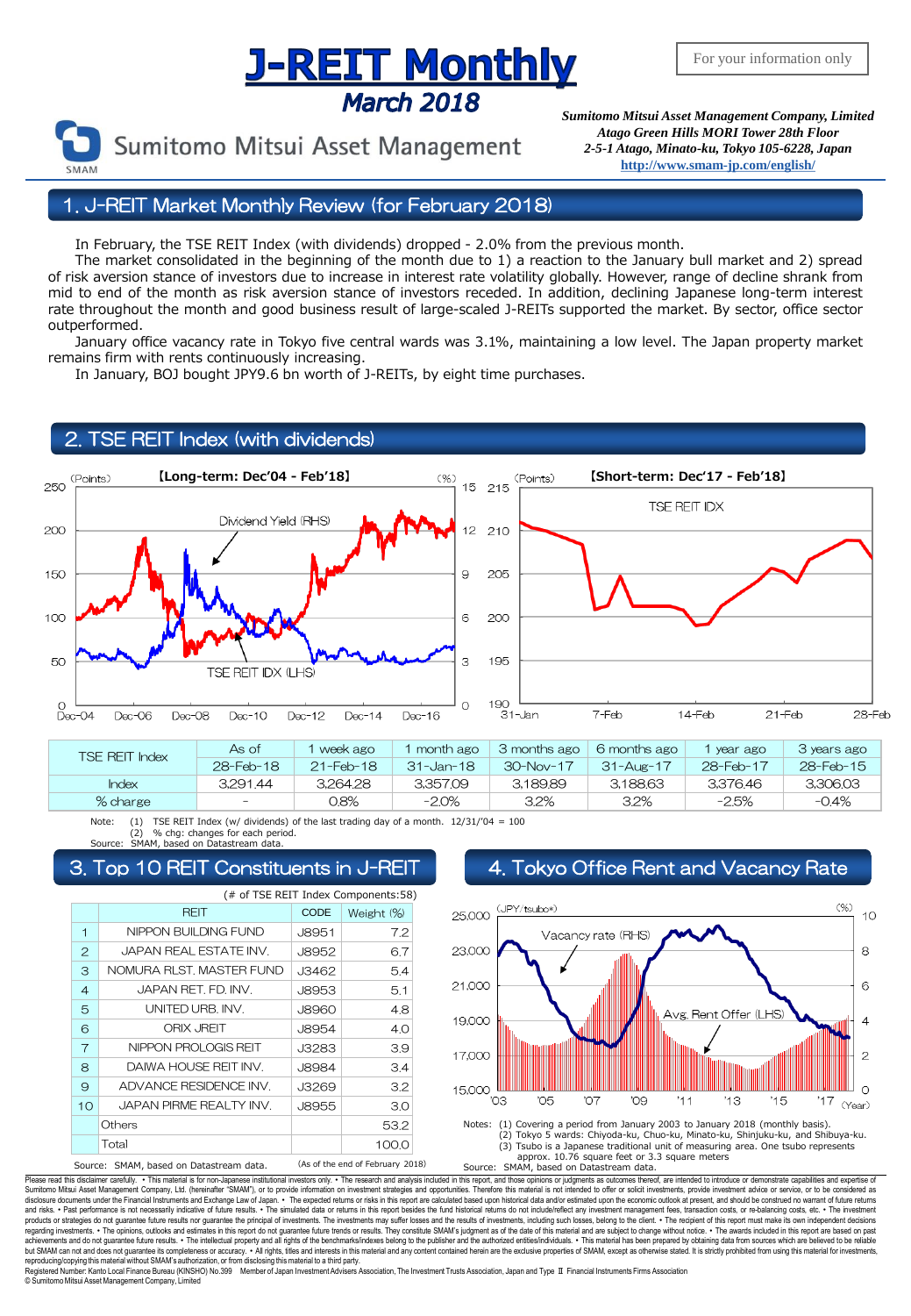# J-REIT Monthly

## March 2018

For your information only

Sumitomo Mitsui Asset Management

*Sumitomo Mitsui Asset Management Company, Limited*
*Atago Green Hills MORI Tower 28th Floor*
*2-5-1 Atago, Minato-ku, Tokyo 105-6228, Japan*
*http://www.smam-jp.com/english/*

## 1. J-REIT Market Monthly Review (for February 2018)

In February, the TSE REIT Index (with dividends) dropped - 2.0% from the previous month.

The market consolidated in the beginning of the month due to 1) a reaction to the January bull market and 2) spread of risk aversion stance of investors due to increase in interest rate volatility globally. However, range of decline shrank from mid to end of the month as risk aversion stance of investors receded. In addition, declining Japanese long-term interest rate throughout the month and good business result of large-scaled J-REITs supported the market. By sector, office sector outperformed.

January office vacancy rate in Tokyo five central wards was 3.1%, maintaining a low level. The Japan property market remains firm with rents continuously increasing.

In January, BOJ bought JPY9.6 bn worth of J-REITs, by eight time purchases.

## 2. TSE REIT Index (with dividends)

【Long-term: Dec'04 - Feb'18】

【Short-term: Dec'17 - Feb'18】

| TSE REIT Index | As of | 1 week ago | 1 month ago | 3 months ago | 6 months ago | 1 year ago | 3 years ago |
|---|---|---|---|---|---|---|---|
| | 28-Feb-18 | 21-Feb-18 | 31-Jan-18 | 30-Nov-17 | 31-Aug-17 | 28-Feb-17 | 28-Feb-15 |
| Index | 3,291.44 | 3,264.28 | 3,357.09 | 3,189.89 | 3,188.63 | 3,376.46 | 3,306.03 |
| % charge | - | 0.8% | -2.0% | 3.2% | 3.2% | -2.5% | -0.4% |

Note: (1) TSE REIT Index (w/ dividends) of the last trading day of a month. 12/31/'04 = 100
(2) % chg: changes for each period.
Source: SMAM, based on Datastream data.

## 3. Top 10 REIT Constituents in J-REIT

(# of TSE REIT Index Components:58)

| | REIT | CODE | Weight (%) |
|---|---|---|---|
| 1 | NIPPON BUILDING FUND | J8951 | 7.2 |
| 2 | JAPAN REAL ESTATE INV. | J8952 | 6.7 |
| 3 | NOMURA RLST. MASTER FUND | J3462 | 5.4 |
| 4 | JAPAN RET. FD. INV. | J8953 | 5.1 |
| 5 | UNITED URB. INV. | J8960 | 4.8 |
| 6 | ORIX JREIT | J8954 | 4.0 |
| 7 | NIPPON PROLOGIS REIT | J3283 | 3.9 |
| 8 | DAIWA HOUSE REIT INV. | J8984 | 3.4 |
| 9 | ADVANCE RESIDENCE INV. | J3269 | 3.2 |
| 10 | JAPAN PIRME REALTY INV. | J8955 | 3.0 |
| | Others | | 53.2 |
| | Total | | 100.0 |

Source: SMAM, based on Datastream data. (As of the end of February 2018)

## 4. Tokyo Office Rent and Vacancy Rate

Notes: (1) Covering a period from January 2003 to January 2018 (monthly basis).
(2) Tokyo 5 wards: Chiyoda-ku, Chuo-ku, Minato-ku, Shinjuku-ku, and Shibuya-ku.
(3) Tsubo is a Japanese traditional unit of measuring area. One tsubo represents approx. 10.76 square feet or 3.3 square meters
Source: SMAM, based on Datastream data.

Please read this disclaimer carefully. • This material is for non-Japanese institutional investors only. • The research and analysis included in this report, and those opinions or judgments as outcomes thereof, are intended to introduce or demonstrate capabilities and expertise of Sumitomo Mitsui Asset Management Company, Ltd. (hereinafter "SMAM"), or to provide information on investment strategies and opportunities. Therefore this material is not intended to offer or solicit investments, provide investment advice or service, or to be considered as disclosure documents under the Financial Instruments and Exchange Law of Japan. • The expected returns or risks in this report are calculated based upon historical data and/or estimated upon the economic outlook at present, and should be construed no warrant of future returns and risks. • Past performance is not necessarily indicative of future results. • The simulated data or returns in this report besides the fund historical returns do not include/reflect any investment management fees, transaction costs, or re-balancing costs, etc. • The investment products or strategies do not guarantee future results nor guarantee the principal of investments. The investments may suffer losses and the results of investments, including such losses, belong to the client. • The recipient of this report must make its own independent decisions regarding investments. • The opinions, outlooks and estimates in this report do not guarantee future trends or results. They constitute SMAM's judgment as of the date of this material and are subject to change without notice. • The awards included in this report are based on past achievements and do not guarantee future results. • The intellectual property and all rights of the benchmarks/indexes belong to the publisher and the authorized entities/individuals. • This material has been prepared by obtaining data from sources which are believed to be reliable but SMAM can not and does not guarantee its completeness or accuracy. • All rights, titles and interests in this material and any content contained herein are the exclusive properties of SMAM, except as otherwise stated. It is strictly prohibited from using this material for investments, reproducing/copying this material without SMAM's authorization, or from disclosing this material to a third party.

Registered Number: Kanto Local Finance Bureau (KINSHO) No.399 Member of Japan Investment Advisers Association, The Investment Trusts Association, Japan and Type Ⅱ Financial Instruments Firms Association

© Sumitomo Mitsui Asset Management Company, Limited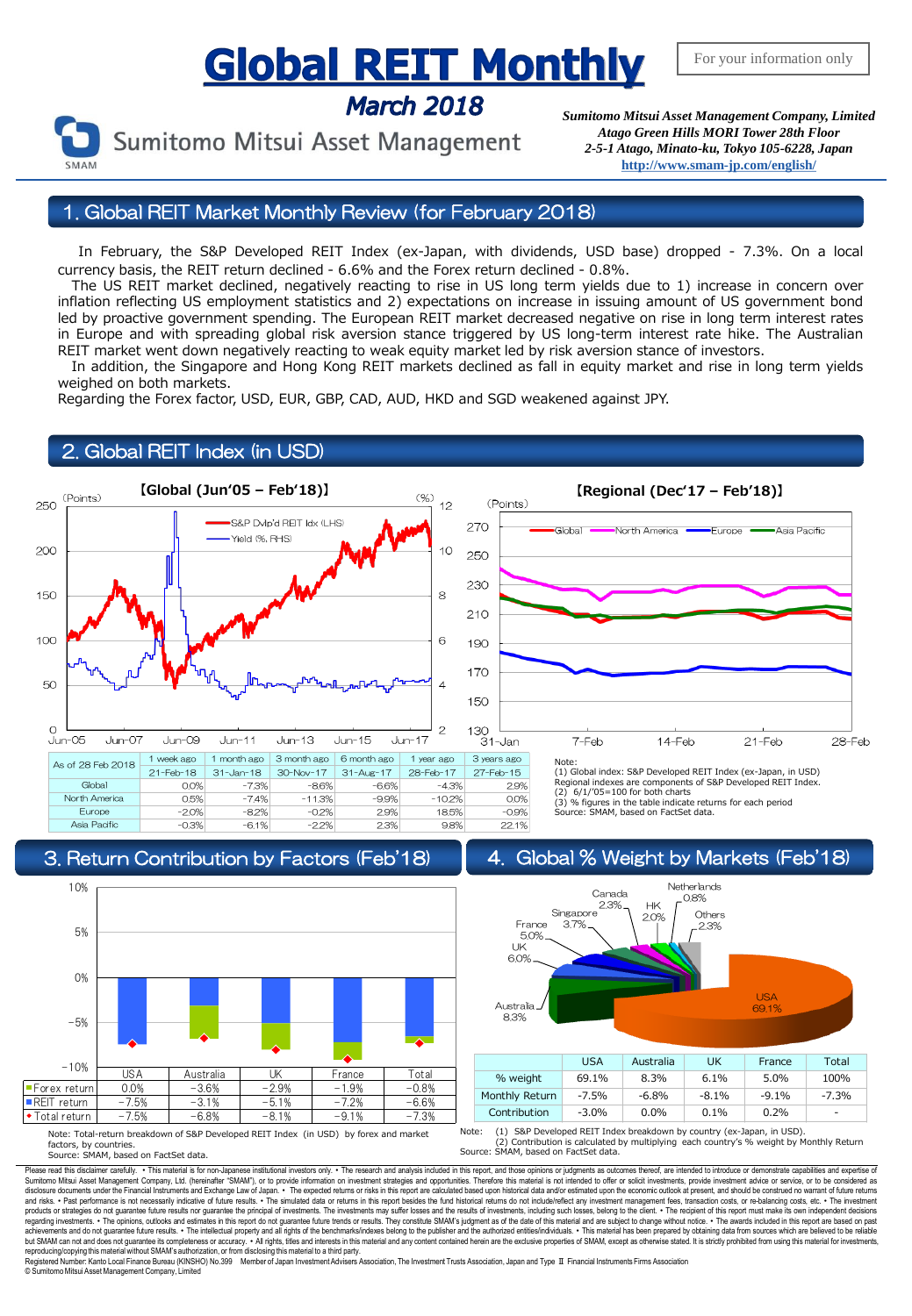# Global REIT Monthly

## March 2018

For your information only

Sumitomo Mitsui Asset Management

***Sumitomo Mitsui Asset Management Company, Limited***
***Atago Green Hills MORI Tower 28th Floor***
***2-5-1 Atago, Minato-ku, Tokyo 105-6228, Japan***
**http://www.smam-jp.com/english/**

## 1. Global REIT Market Monthly Review (for February 2018)

In February, the S&P Developed REIT Index (ex-Japan, with dividends, USD base) dropped - 7.3%. On a local currency basis, the REIT return declined - 6.6% and the Forex return declined - 0.8%.

The US REIT market declined, negatively reacting to rise in US long term yields due to 1) increase in concern over inflation reflecting US employment statistics and 2) expectations on increase in issuing amount of US government bond led by proactive government spending. The European REIT market decreased negative on rise in long term interest rates in Europe and with spreading global risk aversion stance triggered by US long-term interest rate hike. The Australian REIT market went down negatively reacting to weak equity market led by risk aversion stance of investors.

In addition, the Singapore and Hong Kong REIT markets declined as fall in equity market and rise in long term yields weighed on both markets.

Regarding the Forex factor, USD, EUR, GBP, CAD, AUD, HKD and SGD weakened against JPY.

## 2. Global REIT Index (in USD)

【Global (Jun'05 – Feb'18)】

(Points) (%)

S&P Dvlp'd REIT Idx (LHS)
Yield (%, RHS)

【Regional (Dec'17 – Feb'18)】

(Points)

Global, North America, Europe, Asia Pacific

| As of 28 Feb 2018 | 1 week ago | 1 month ago | 3 month ago | 6 month ago | 1 year ago | 3 years ago |
|---|---|---|---|---|---|---|
| | 21-Feb-18 | 31-Jan-18 | 30-Nov-17 | 31-Aug-17 | 28-Feb-17 | 27-Feb-15 |
| Global | 0.0% | -7.3% | -8.6% | -6.6% | -4.3% | 2.9% |
| North America | 0.5% | -7.4% | -11.3% | -9.9% | -10.2% | 0.0% |
| Europe | -2.0% | -8.2% | -0.2% | 2.9% | 18.5% | -0.9% |
| Asia Pacific | -0.3% | -6.1% | -2.2% | 2.3% | 9.8% | 22.1% |

Note:
(1) Global index: S&P Developed REIT Index (ex-Japan, in USD)
Regional indexes are components of S&P Developed REIT Index.
(2) 6/1/'05=100 for both charts
(3) % figures in the table indicate returns for each period
Source: SMAM, based on FactSet data.

## 3. Return Contribution by Factors (Feb'18)

| | USA | Australia | UK | France | Total |
|---|---|---|---|---|---|
| Forex return | 0.0% | -3.6% | -2.9% | -1.9% | -0.8% |
| REIT return | -7.5% | -3.1% | -5.1% | -7.2% | -6.6% |
| Total return | -7.5% | -6.8% | -8.1% | -9.1% | -7.3% |

Note: Total-return breakdown of S&P Developed REIT Index (in USD) by forex and market factors, by countries.
Source: SMAM, based on FactSet data.

## 4. Global % Weight by Markets (Feb'18)

USA 69.1%
Australia 8.3%
UK 6.0%
France 5.0%
Singapore 3.7%
Canada 2.3%
HK 2.0%
Netherlands 0.8%
Others 2.3%

| | USA | Australia | UK | France | Total |
|---|---|---|---|---|---|
| % weight | 69.1% | 8.3% | 6.1% | 5.0% | 100% |
| Monthly Return | -7.5% | -6.8% | -8.1% | -9.1% | -7.3% |
| Contribution | -3.0% | 0.0% | 0.1% | 0.2% | - |

Note: (1) S&P Developed REIT Index breakdown by country (ex-Japan, in USD).
(2) Contribution is calculated by multiplying each country's % weight by Monthly Return
Source: SMAM, based on FactSet data.

Please read this disclaimer carefully. • This material is for non-Japanese institutional investors only. • The research and analysis included in this report, and those opinions or judgments as outcomes thereof, are intended to introduce or demonstrate capabilities and expertise of Sumitomo Mitsui Asset Management Company, Ltd. (hereinafter "SMAM"), or to provide information on investment strategies and opportunities. Therefore this material is not intended to offer or solicit investments, provide investment advice or service, or to be considered as disclosure documents under the Financial Instruments and Exchange Law of Japan. • The expected returns or risks in this report are calculated based upon historical data and/or estimated upon the economic outlook at present, and should be construed no warrant of future returns and risks. • Past performance is not necessarily indicative of future results. • The simulated data or returns in this report besides the fund historical returns do not include/reflect any investment management fees, transaction costs, or re-balancing costs, etc. • The investment products or strategies do not guarantee future results nor guarantee the principal of investments. The investments may suffer losses and the results of investments, including such losses, belong to the client. • The recipient of this report must make its own independent decisions regarding investments. • The opinions, outlooks and estimates in this report do not guarantee future trends or results. They constitute SMAM's judgment as of the date of this material and are subject to change without notice. • The awards included in this report are based on past achievements and do not guarantee future results. • The intellectual property and all rights of the benchmarks/indexes belong to the publisher and the authorized entities/individuals. • This material has been prepared by obtaining data from sources which are believed to be reliable but SMAM can not and does not guarantee its completeness or accuracy. • All rights, titles and interests in this material and any content contained herein are the exclusive properties of SMAM, except as otherwise stated. It is strictly prohibited from using this material for investments, reproducing/copying this material without SMAM's authorization, or from disclosing this material to a third party.

Registered Number: Kanto Local Finance Bureau (KINSHO) No.399 Member of Japan Investment Advisers Association, The Investment Trusts Association, Japan and Type II Financial Instruments Firms Association

© Sumitomo Mitsui Asset Management Company, Limited